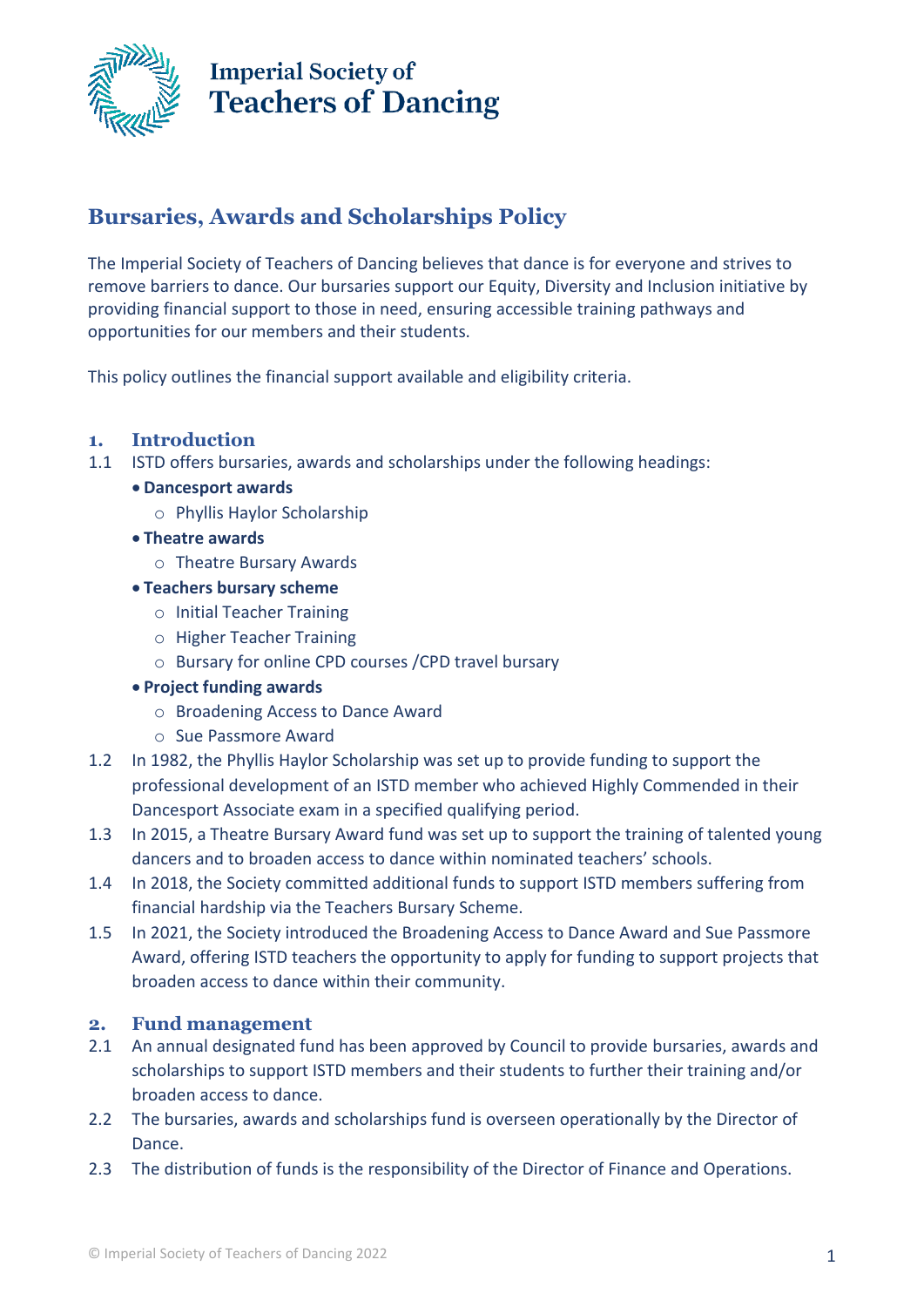Imperial Society of
Teachers of Dancing

# Bursaries, Awards and Scholarships Policy

The Imperial Society of Teachers of Dancing believes that dance is for everyone and strives to remove barriers to dance. Our bursaries support our Equity, Diversity and Inclusion initiative by providing financial support to those in need, ensuring accessible training pathways and opportunities for our members and their students.

This policy outlines the financial support available and eligibility criteria.

## 1. Introduction

1.1 ISTD offers bursaries, awards and scholarships under the following headings:

- **Dancesport awards**
  - Phyllis Haylor Scholarship
- **Theatre awards**
  - Theatre Bursary Awards
- **Teachers bursary scheme**
  - Initial Teacher Training
  - Higher Teacher Training
  - Bursary for online CPD courses /CPD travel bursary
- **Project funding awards**
  - Broadening Access to Dance Award
  - Sue Passmore Award

1.2 In 1982, the Phyllis Haylor Scholarship was set up to provide funding to support the professional development of an ISTD member who achieved Highly Commended in their Dancesport Associate exam in a specified qualifying period.

1.3 In 2015, a Theatre Bursary Award fund was set up to support the training of talented young dancers and to broaden access to dance within nominated teachers' schools.

1.4 In 2018, the Society committed additional funds to support ISTD members suffering from financial hardship via the Teachers Bursary Scheme.

1.5 In 2021, the Society introduced the Broadening Access to Dance Award and Sue Passmore Award, offering ISTD teachers the opportunity to apply for funding to support projects that broaden access to dance within their community.

## 2. Fund management

2.1 An annual designated fund has been approved by Council to provide bursaries, awards and scholarships to support ISTD members and their students to further their training and/or broaden access to dance.

2.2 The bursaries, awards and scholarships fund is overseen operationally by the Director of Dance.

2.3 The distribution of funds is the responsibility of the Director of Finance and Operations.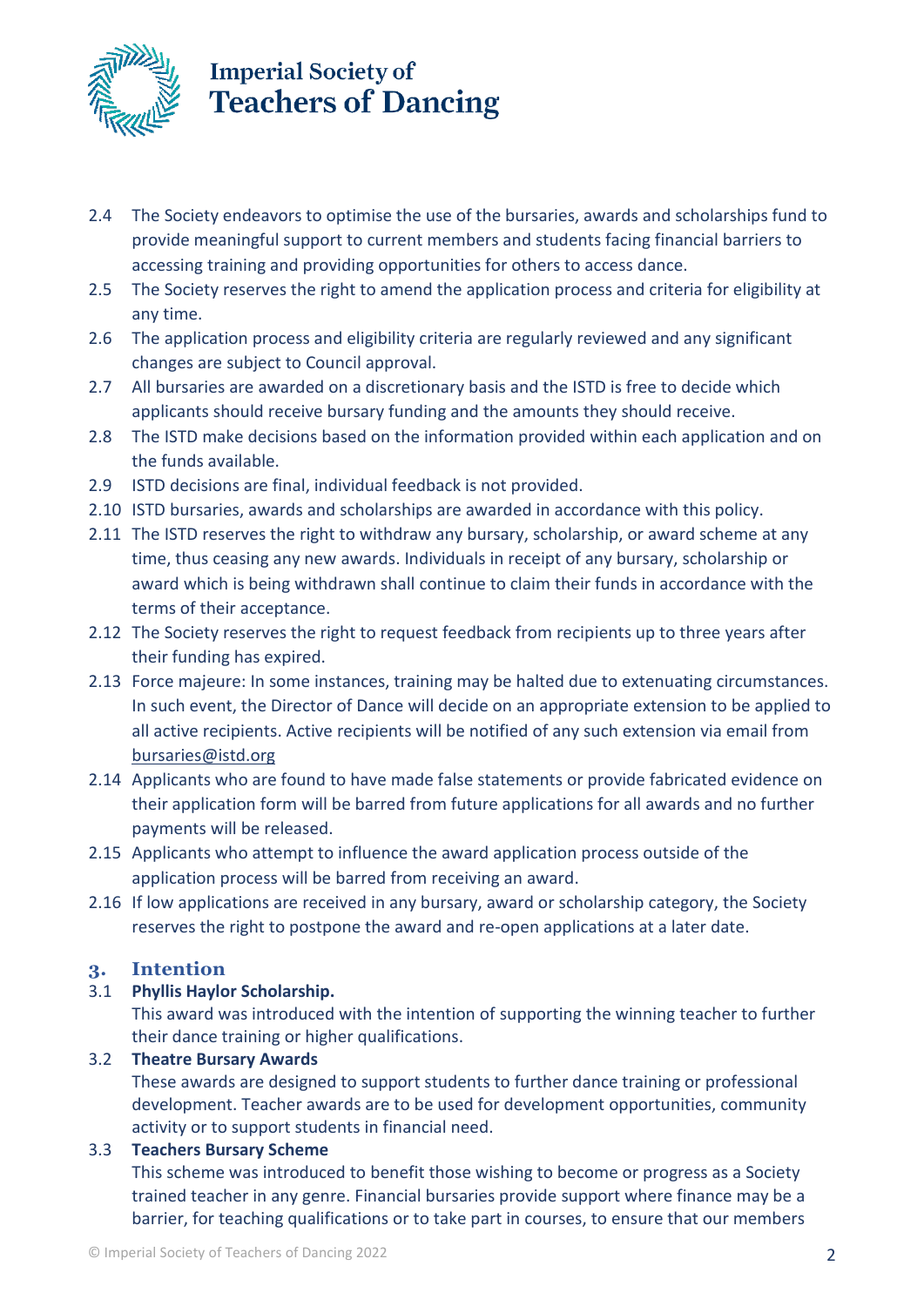2.4 The Society endeavors to optimise the use of the bursaries, awards and scholarships fund to provide meaningful support to current members and students facing financial barriers to accessing training and providing opportunities for others to access dance.

2.5 The Society reserves the right to amend the application process and criteria for eligibility at any time.

2.6 The application process and eligibility criteria are regularly reviewed and any significant changes are subject to Council approval.

2.7 All bursaries are awarded on a discretionary basis and the ISTD is free to decide which applicants should receive bursary funding and the amounts they should receive.

2.8 The ISTD make decisions based on the information provided within each application and on the funds available.

2.9 ISTD decisions are final, individual feedback is not provided.

2.10 ISTD bursaries, awards and scholarships are awarded in accordance with this policy.

2.11 The ISTD reserves the right to withdraw any bursary, scholarship, or award scheme at any time, thus ceasing any new awards. Individuals in receipt of any bursary, scholarship or award which is being withdrawn shall continue to claim their funds in accordance with the terms of their acceptance.

2.12 The Society reserves the right to request feedback from recipients up to three years after their funding has expired.

2.13 Force majeure: In some instances, training may be halted due to extenuating circumstances. In such event, the Director of Dance will decide on an appropriate extension to be applied to all active recipients. Active recipients will be notified of any such extension via email from bursaries@istd.org

2.14 Applicants who are found to have made false statements or provide fabricated evidence on their application form will be barred from future applications for all awards and no further payments will be released.

2.15 Applicants who attempt to influence the award application process outside of the application process will be barred from receiving an award.

2.16 If low applications are received in any bursary, award or scholarship category, the Society reserves the right to postpone the award and re-open applications at a later date.

## 3. Intention

3.1 **Phyllis Haylor Scholarship.**

This award was introduced with the intention of supporting the winning teacher to further their dance training or higher qualifications.

3.2 **Theatre Bursary Awards**

These awards are designed to support students to further dance training or professional development. Teacher awards are to be used for development opportunities, community activity or to support students in financial need.

3.3 **Teachers Bursary Scheme**

This scheme was introduced to benefit those wishing to become or progress as a Society trained teacher in any genre. Financial bursaries provide support where finance may be a barrier, for teaching qualifications or to take part in courses, to ensure that our members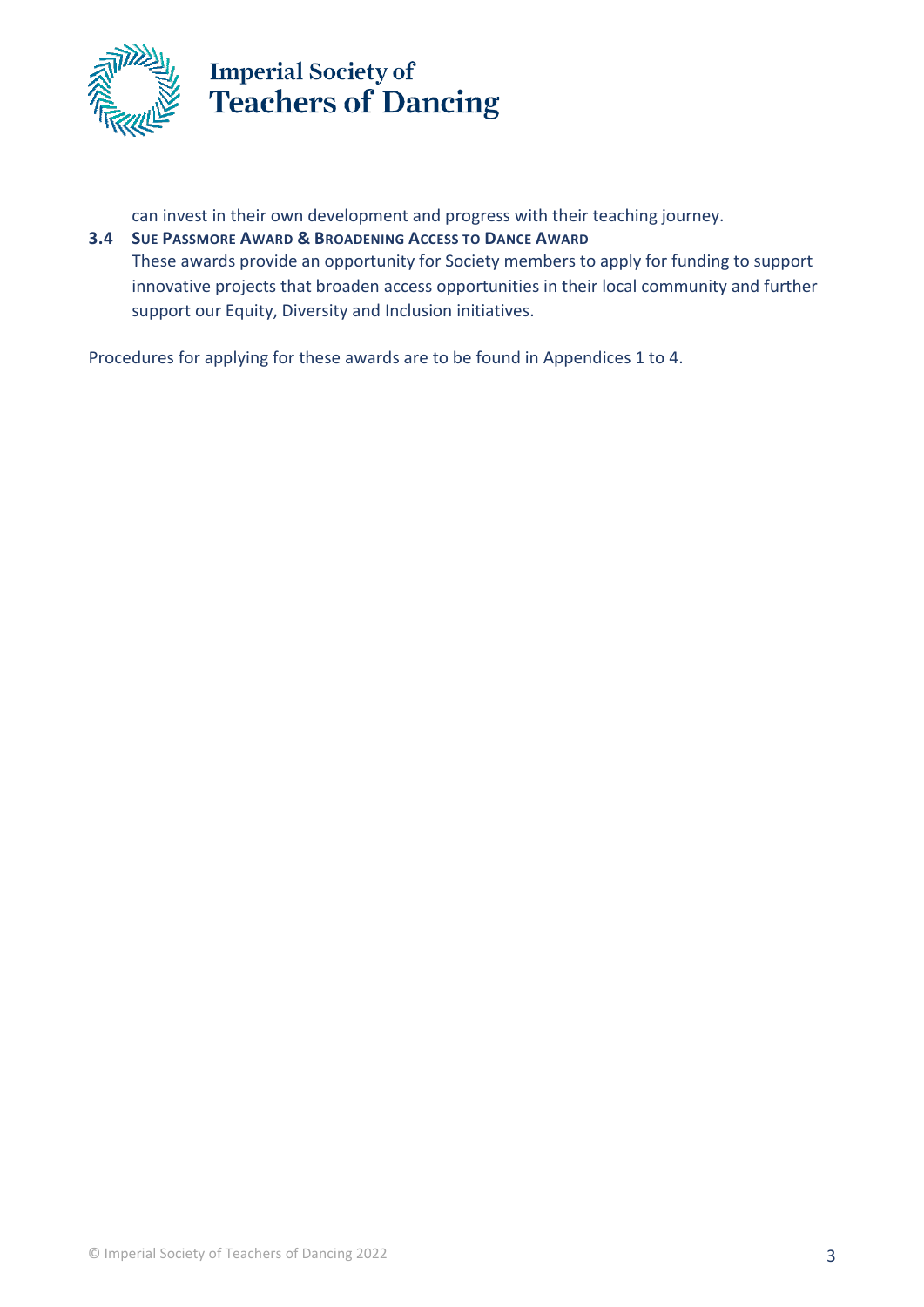can invest in their own development and progress with their teaching journey.

### 3.4 Sue Passmore Award & Broadening Access to Dance Award

These awards provide an opportunity for Society members to apply for funding to support innovative projects that broaden access opportunities in their local community and further support our Equity, Diversity and Inclusion initiatives.

Procedures for applying for these awards are to be found in Appendices 1 to 4.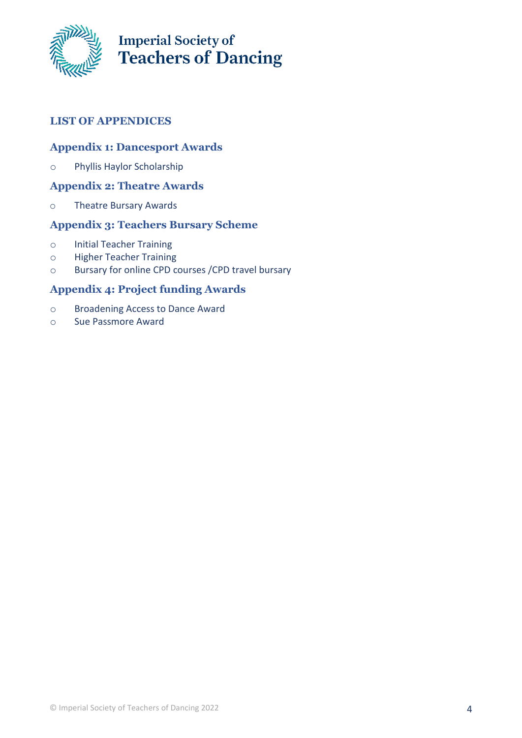## LIST OF APPENDICES

### Appendix 1: Dancesport Awards

- Phyllis Haylor Scholarship

### Appendix 2: Theatre Awards

- Theatre Bursary Awards

### Appendix 3: Teachers Bursary Scheme

- Initial Teacher Training
- Higher Teacher Training
- Bursary for online CPD courses /CPD travel bursary

### Appendix 4: Project funding Awards

- Broadening Access to Dance Award
- Sue Passmore Award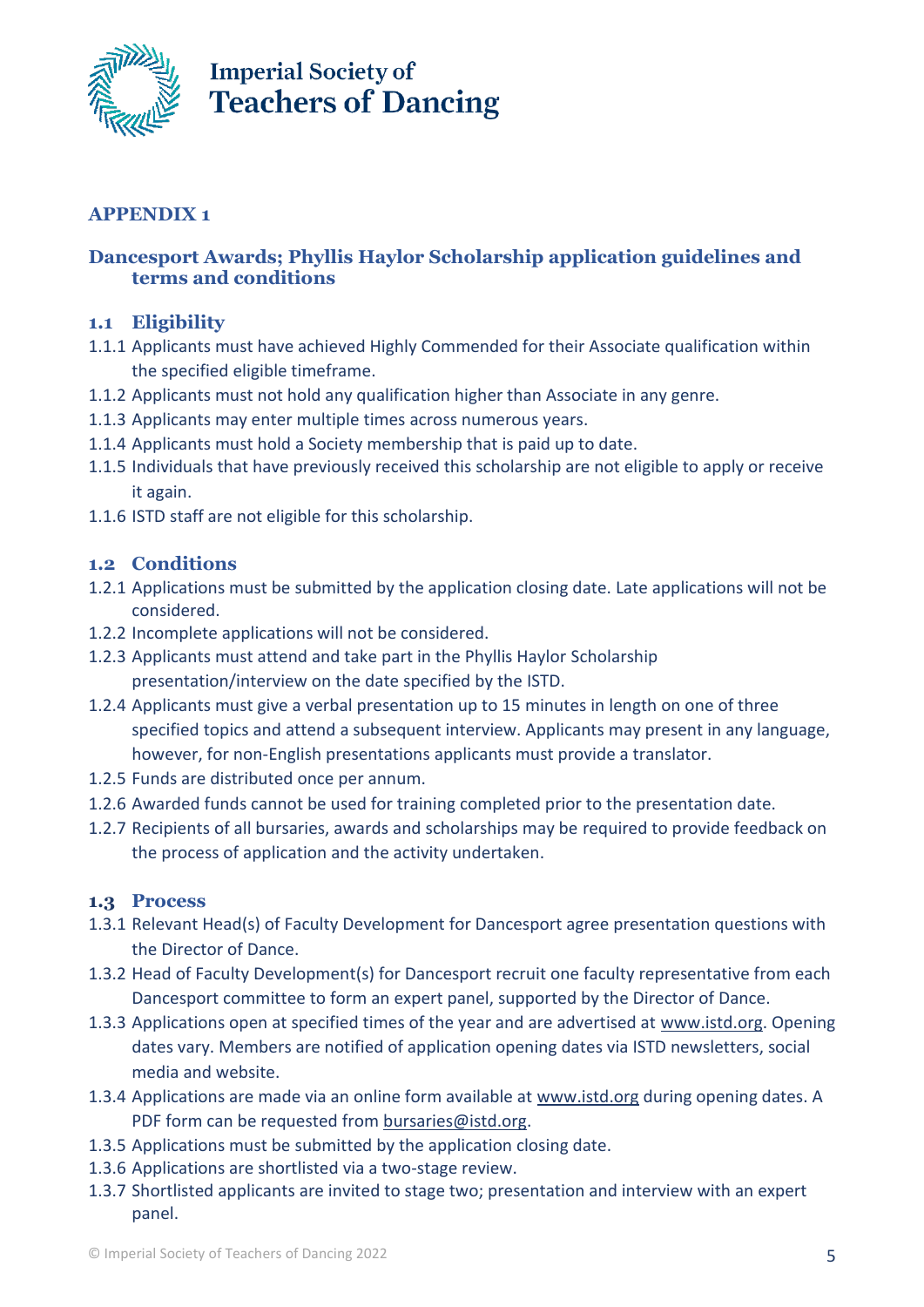# APPENDIX 1

## Dancesport Awards; Phyllis Haylor Scholarship application guidelines and terms and conditions

### 1.1 Eligibility

1.1.1 Applicants must have achieved Highly Commended for their Associate qualification within the specified eligible timeframe.

1.1.2 Applicants must not hold any qualification higher than Associate in any genre.

1.1.3 Applicants may enter multiple times across numerous years.

1.1.4 Applicants must hold a Society membership that is paid up to date.

1.1.5 Individuals that have previously received this scholarship are not eligible to apply or receive it again.

1.1.6 ISTD staff are not eligible for this scholarship.

### 1.2 Conditions

1.2.1 Applications must be submitted by the application closing date. Late applications will not be considered.

1.2.2 Incomplete applications will not be considered.

1.2.3 Applicants must attend and take part in the Phyllis Haylor Scholarship presentation/interview on the date specified by the ISTD.

1.2.4 Applicants must give a verbal presentation up to 15 minutes in length on one of three specified topics and attend a subsequent interview. Applicants may present in any language, however, for non-English presentations applicants must provide a translator.

1.2.5 Funds are distributed once per annum.

1.2.6 Awarded funds cannot be used for training completed prior to the presentation date.

1.2.7 Recipients of all bursaries, awards and scholarships may be required to provide feedback on the process of application and the activity undertaken.

### 1.3 Process

1.3.1 Relevant Head(s) of Faculty Development for Dancesport agree presentation questions with the Director of Dance.

1.3.2 Head of Faculty Development(s) for Dancesport recruit one faculty representative from each Dancesport committee to form an expert panel, supported by the Director of Dance.

1.3.3 Applications open at specified times of the year and are advertised at www.istd.org. Opening dates vary. Members are notified of application opening dates via ISTD newsletters, social media and website.

1.3.4 Applications are made via an online form available at www.istd.org during opening dates. A PDF form can be requested from bursaries@istd.org.

1.3.5 Applications must be submitted by the application closing date.

1.3.6 Applications are shortlisted via a two-stage review.

1.3.7 Shortlisted applicants are invited to stage two; presentation and interview with an expert panel.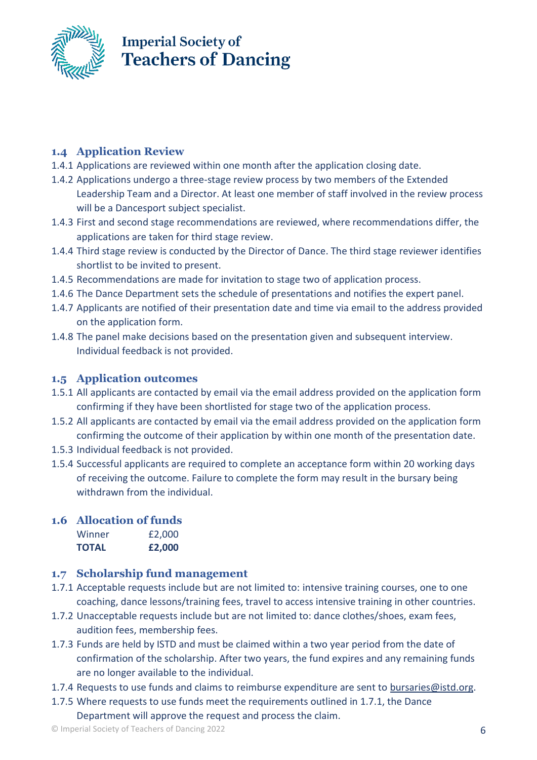## 1.4 Application Review

1.4.1 Applications are reviewed within one month after the application closing date.

1.4.2 Applications undergo a three-stage review process by two members of the Extended Leadership Team and a Director. At least one member of staff involved in the review process will be a Dancesport subject specialist.

1.4.3 First and second stage recommendations are reviewed, where recommendations differ, the applications are taken for third stage review.

1.4.4 Third stage review is conducted by the Director of Dance. The third stage reviewer identifies shortlist to be invited to present.

1.4.5 Recommendations are made for invitation to stage two of application process.

1.4.6 The Dance Department sets the schedule of presentations and notifies the expert panel.

1.4.7 Applicants are notified of their presentation date and time via email to the address provided on the application form.

1.4.8 The panel make decisions based on the presentation given and subsequent interview. Individual feedback is not provided.

## 1.5 Application outcomes

1.5.1 All applicants are contacted by email via the email address provided on the application form confirming if they have been shortlisted for stage two of the application process.

1.5.2 All applicants are contacted by email via the email address provided on the application form confirming the outcome of their application by within one month of the presentation date.

1.5.3 Individual feedback is not provided.

1.5.4 Successful applicants are required to complete an acceptance form within 20 working days of receiving the outcome. Failure to complete the form may result in the bursary being withdrawn from the individual.

## 1.6 Allocation of funds

| | |
|---|---|
| Winner | £2,000 |
| **TOTAL** | **£2,000** |

## 1.7 Scholarship fund management

1.7.1 Acceptable requests include but are not limited to: intensive training courses, one to one coaching, dance lessons/training fees, travel to access intensive training in other countries.

1.7.2 Unacceptable requests include but are not limited to: dance clothes/shoes, exam fees, audition fees, membership fees.

1.7.3 Funds are held by ISTD and must be claimed within a two year period from the date of confirmation of the scholarship. After two years, the fund expires and any remaining funds are no longer available to the individual.

1.7.4 Requests to use funds and claims to reimburse expenditure are sent to bursaries@istd.org.

1.7.5 Where requests to use funds meet the requirements outlined in 1.7.1, the Dance Department will approve the request and process the claim.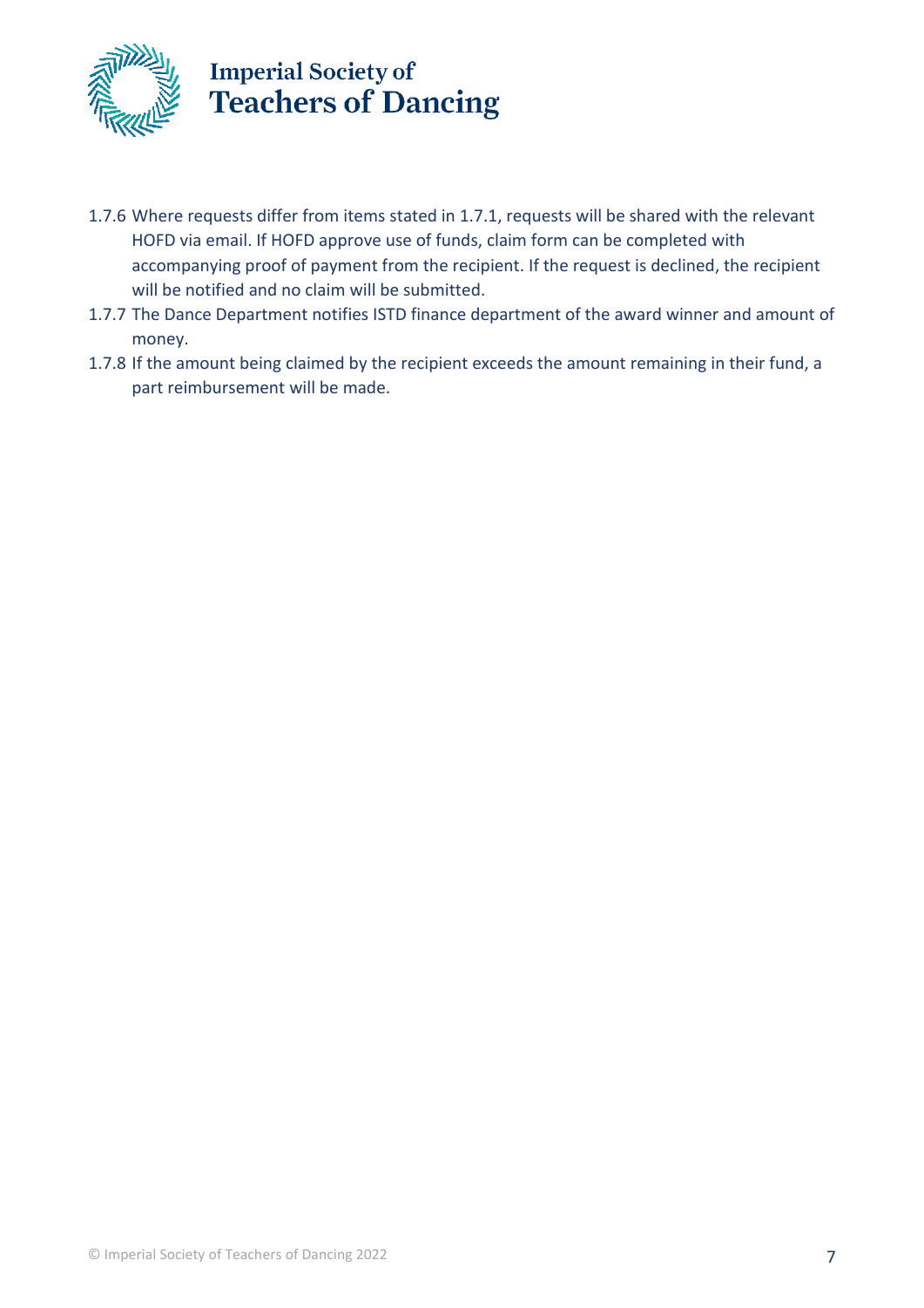1.7.6 Where requests differ from items stated in 1.7.1, requests will be shared with the relevant HOFD via email. If HOFD approve use of funds, claim form can be completed with accompanying proof of payment from the recipient. If the request is declined, the recipient will be notified and no claim will be submitted.

1.7.7 The Dance Department notifies ISTD finance department of the award winner and amount of money.

1.7.8 If the amount being claimed by the recipient exceeds the amount remaining in their fund, a part reimbursement will be made.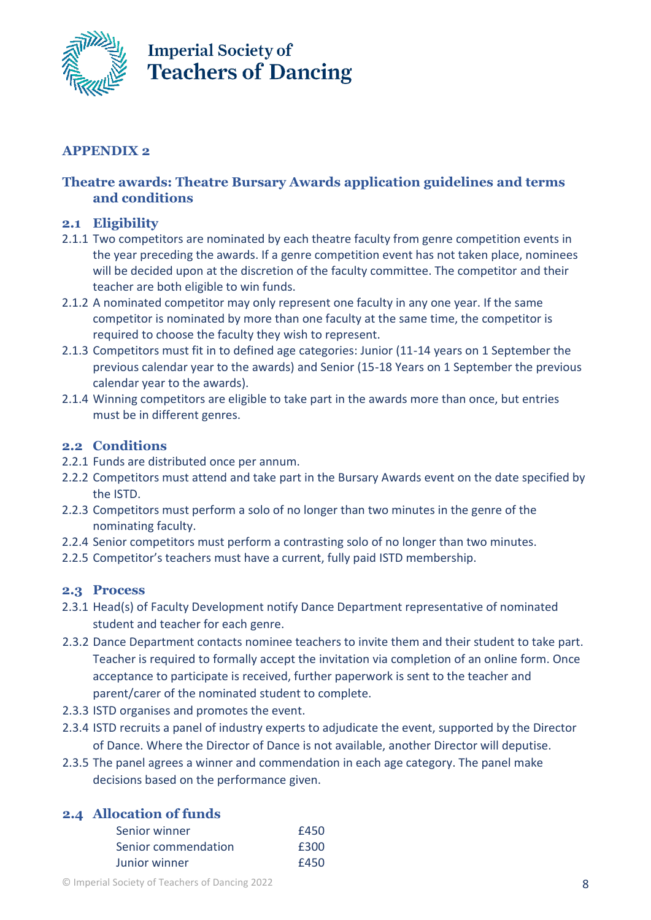# APPENDIX 2

## Theatre awards: Theatre Bursary Awards application guidelines and terms and conditions

### 2.1 Eligibility

2.1.1 Two competitors are nominated by each theatre faculty from genre competition events in the year preceding the awards. If a genre competition event has not taken place, nominees will be decided upon at the discretion of the faculty committee. The competitor and their teacher are both eligible to win funds.

2.1.2 A nominated competitor may only represent one faculty in any one year. If the same competitor is nominated by more than one faculty at the same time, the competitor is required to choose the faculty they wish to represent.

2.1.3 Competitors must fit in to defined age categories: Junior (11-14 years on 1 September the previous calendar year to the awards) and Senior (15-18 Years on 1 September the previous calendar year to the awards).

2.1.4 Winning competitors are eligible to take part in the awards more than once, but entries must be in different genres.

### 2.2 Conditions

2.2.1 Funds are distributed once per annum.

2.2.2 Competitors must attend and take part in the Bursary Awards event on the date specified by the ISTD.

2.2.3 Competitors must perform a solo of no longer than two minutes in the genre of the nominating faculty.

2.2.4 Senior competitors must perform a contrasting solo of no longer than two minutes.

2.2.5 Competitor's teachers must have a current, fully paid ISTD membership.

### 2.3 Process

2.3.1 Head(s) of Faculty Development notify Dance Department representative of nominated student and teacher for each genre.

2.3.2 Dance Department contacts nominee teachers to invite them and their student to take part. Teacher is required to formally accept the invitation via completion of an online form. Once acceptance to participate is received, further paperwork is sent to the teacher and parent/carer of the nominated student to complete.

2.3.3 ISTD organises and promotes the event.

2.3.4 ISTD recruits a panel of industry experts to adjudicate the event, supported by the Director of Dance. Where the Director of Dance is not available, another Director will deputise.

2.3.5 The panel agrees a winner and commendation in each age category. The panel make decisions based on the performance given.

### 2.4 Allocation of funds

| | |
|---|---|
| Senior winner | £450 |
| Senior commendation | £300 |
| Junior winner | £450 |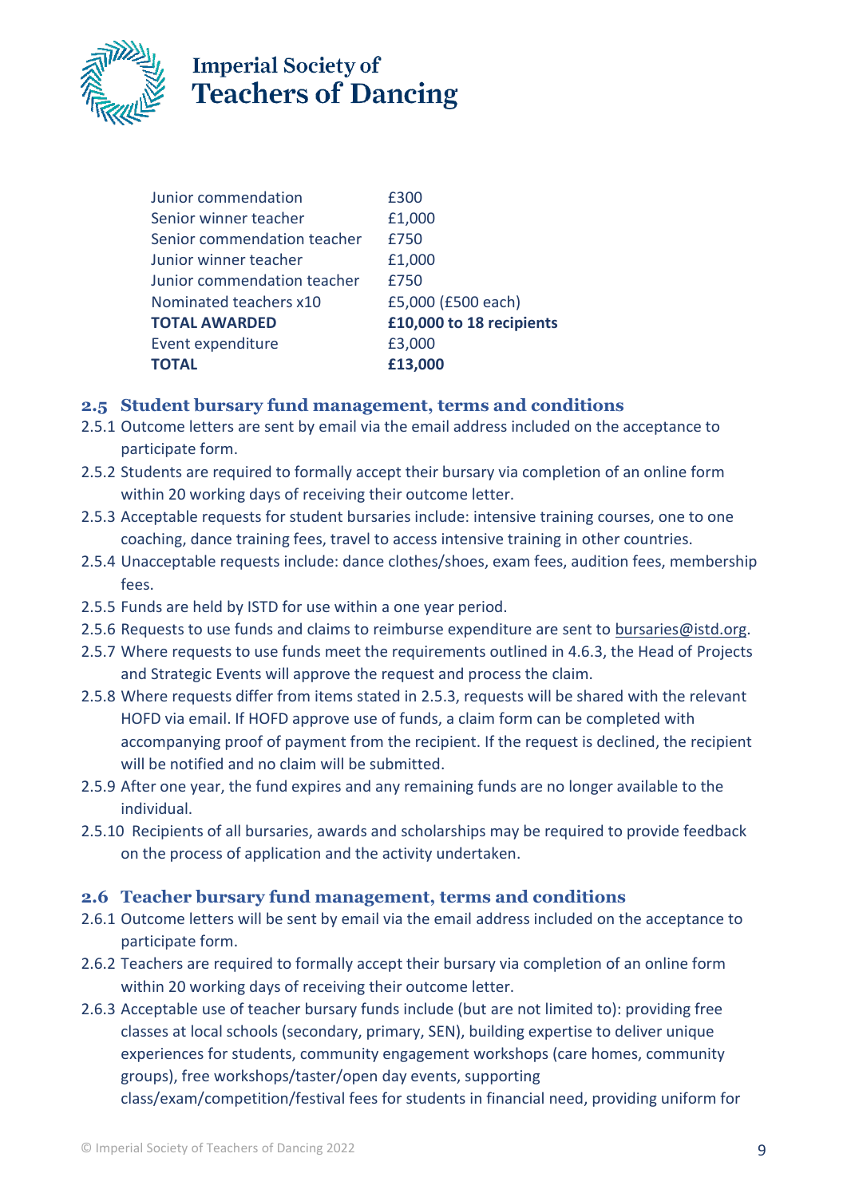| | |
|---|---|
| Junior commendation | £300 |
| Senior winner teacher | £1,000 |
| Senior commendation teacher | £750 |
| Junior winner teacher | £1,000 |
| Junior commendation teacher | £750 |
| Nominated teachers x10 | £5,000 (£500 each) |
| **TOTAL AWARDED** | **£10,000 to 18 recipients** |
| Event expenditure | £3,000 |
| **TOTAL** | **£13,000** |

## 2.5 Student bursary fund management, terms and conditions

2.5.1 Outcome letters are sent by email via the email address included on the acceptance to participate form.

2.5.2 Students are required to formally accept their bursary via completion of an online form within 20 working days of receiving their outcome letter.

2.5.3 Acceptable requests for student bursaries include: intensive training courses, one to one coaching, dance training fees, travel to access intensive training in other countries.

2.5.4 Unacceptable requests include: dance clothes/shoes, exam fees, audition fees, membership fees.

2.5.5 Funds are held by ISTD for use within a one year period.

2.5.6 Requests to use funds and claims to reimburse expenditure are sent to bursaries@istd.org.

2.5.7 Where requests to use funds meet the requirements outlined in 4.6.3, the Head of Projects and Strategic Events will approve the request and process the claim.

2.5.8 Where requests differ from items stated in 2.5.3, requests will be shared with the relevant HOFD via email. If HOFD approve use of funds, a claim form can be completed with accompanying proof of payment from the recipient. If the request is declined, the recipient will be notified and no claim will be submitted.

2.5.9 After one year, the fund expires and any remaining funds are no longer available to the individual.

2.5.10 Recipients of all bursaries, awards and scholarships may be required to provide feedback on the process of application and the activity undertaken.

## 2.6 Teacher bursary fund management, terms and conditions

2.6.1 Outcome letters will be sent by email via the email address included on the acceptance to participate form.

2.6.2 Teachers are required to formally accept their bursary via completion of an online form within 20 working days of receiving their outcome letter.

2.6.3 Acceptable use of teacher bursary funds include (but are not limited to): providing free classes at local schools (secondary, primary, SEN), building expertise to deliver unique experiences for students, community engagement workshops (care homes, community groups), free workshops/taster/open day events, supporting class/exam/competition/festival fees for students in financial need, providing uniform for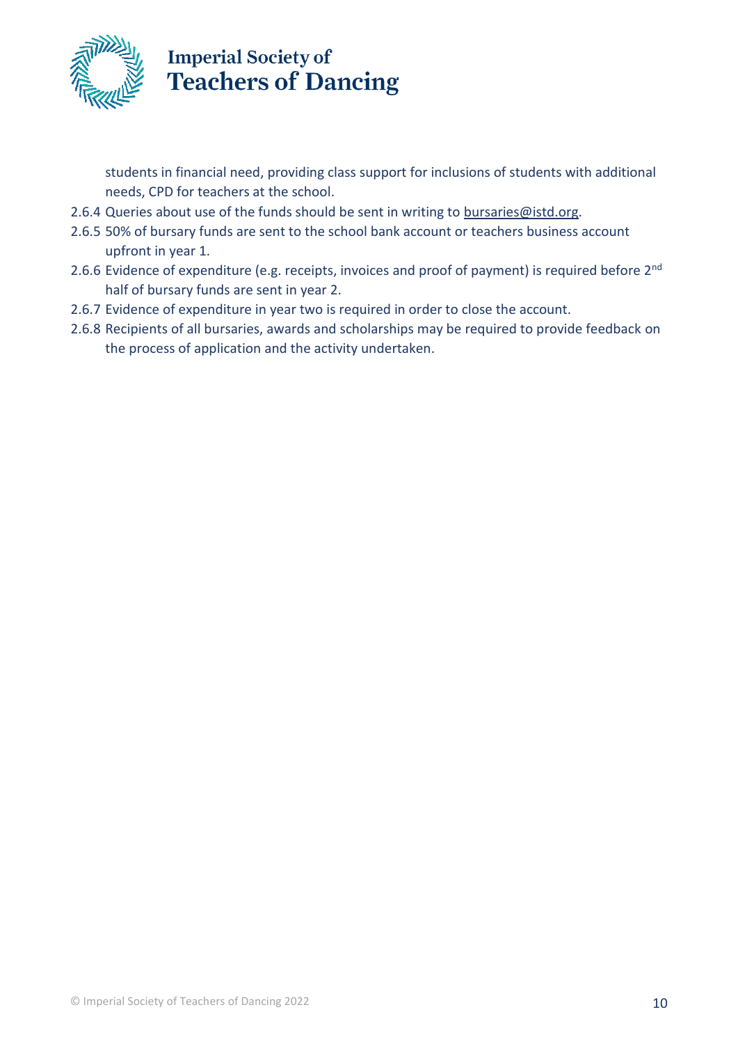students in financial need, providing class support for inclusions of students with additional needs, CPD for teachers at the school.

2.6.4 Queries about use of the funds should be sent in writing to bursaries@istd.org.

2.6.5 50% of bursary funds are sent to the school bank account or teachers business account upfront in year 1.

2.6.6 Evidence of expenditure (e.g. receipts, invoices and proof of payment) is required before 2nd half of bursary funds are sent in year 2.

2.6.7 Evidence of expenditure in year two is required in order to close the account.

2.6.8 Recipients of all bursaries, awards and scholarships may be required to provide feedback on the process of application and the activity undertaken.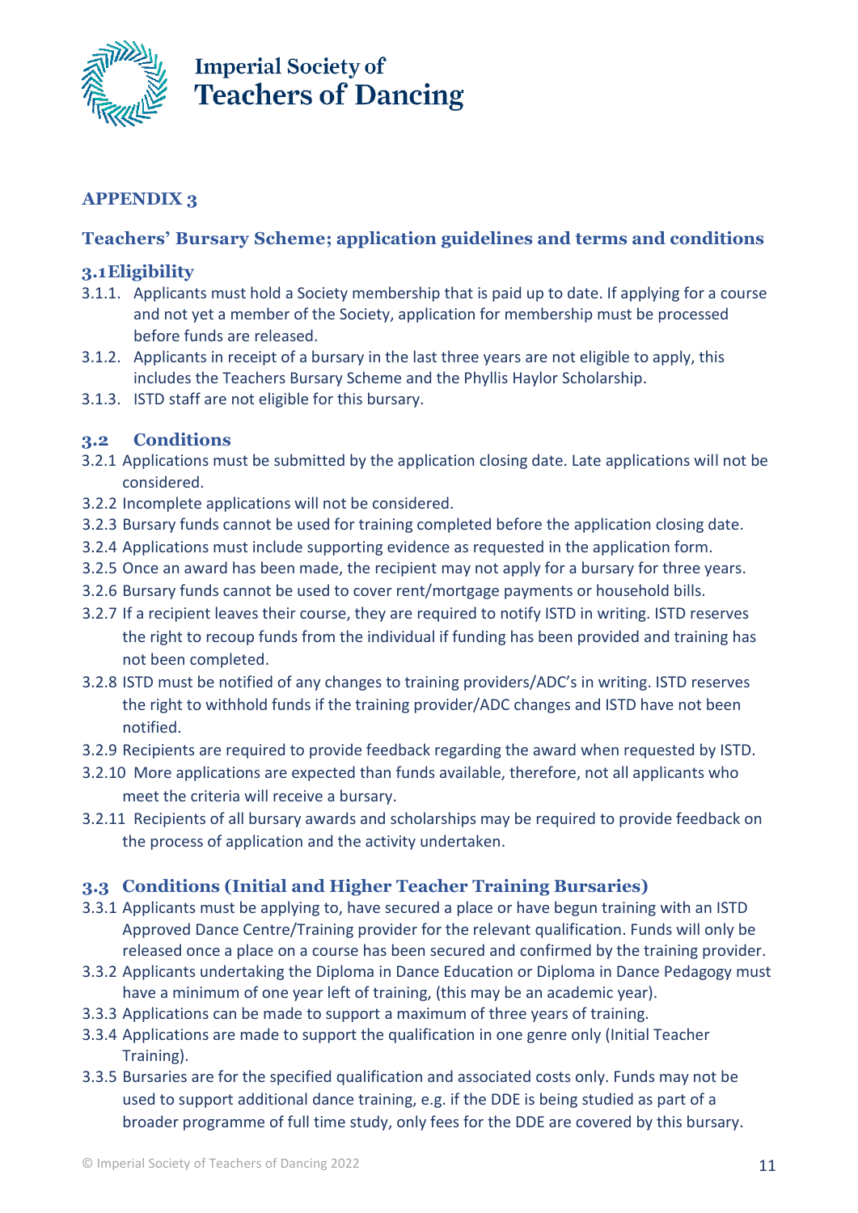## APPENDIX 3

### Teachers' Bursary Scheme; application guidelines and terms and conditions

### 3.1 Eligibility

3.1.1. Applicants must hold a Society membership that is paid up to date. If applying for a course and not yet a member of the Society, application for membership must be processed before funds are released.

3.1.2. Applicants in receipt of a bursary in the last three years are not eligible to apply, this includes the Teachers Bursary Scheme and the Phyllis Haylor Scholarship.

3.1.3. ISTD staff are not eligible for this bursary.

### 3.2 Conditions

3.2.1 Applications must be submitted by the application closing date. Late applications will not be considered.

3.2.2 Incomplete applications will not be considered.

3.2.3 Bursary funds cannot be used for training completed before the application closing date.

3.2.4 Applications must include supporting evidence as requested in the application form.

3.2.5 Once an award has been made, the recipient may not apply for a bursary for three years.

3.2.6 Bursary funds cannot be used to cover rent/mortgage payments or household bills.

3.2.7 If a recipient leaves their course, they are required to notify ISTD in writing. ISTD reserves the right to recoup funds from the individual if funding has been provided and training has not been completed.

3.2.8 ISTD must be notified of any changes to training providers/ADC's in writing. ISTD reserves the right to withhold funds if the training provider/ADC changes and ISTD have not been notified.

3.2.9 Recipients are required to provide feedback regarding the award when requested by ISTD.

3.2.10 More applications are expected than funds available, therefore, not all applicants who meet the criteria will receive a bursary.

3.2.11 Recipients of all bursary awards and scholarships may be required to provide feedback on the process of application and the activity undertaken.

### 3.3 Conditions (Initial and Higher Teacher Training Bursaries)

3.3.1 Applicants must be applying to, have secured a place or have begun training with an ISTD Approved Dance Centre/Training provider for the relevant qualification. Funds will only be released once a place on a course has been secured and confirmed by the training provider.

3.3.2 Applicants undertaking the Diploma in Dance Education or Diploma in Dance Pedagogy must have a minimum of one year left of training, (this may be an academic year).

3.3.3 Applications can be made to support a maximum of three years of training.

3.3.4 Applications are made to support the qualification in one genre only (Initial Teacher Training).

3.3.5 Bursaries are for the specified qualification and associated costs only. Funds may not be used to support additional dance training, e.g. if the DDE is being studied as part of a broader programme of full time study, only fees for the DDE are covered by this bursary.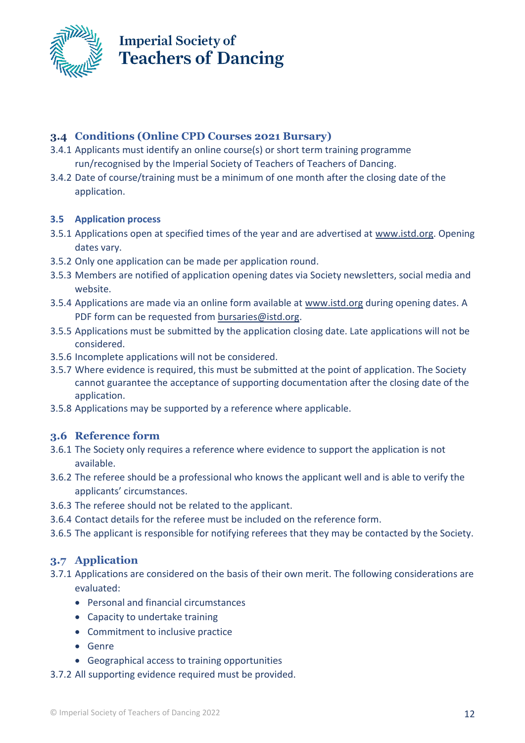## 3.4 Conditions (Online CPD Courses 2021 Bursary)

3.4.1 Applicants must identify an online course(s) or short term training programme run/recognised by the Imperial Society of Teachers of Teachers of Dancing.

3.4.2 Date of course/training must be a minimum of one month after the closing date of the application.

### 3.5 Application process

3.5.1 Applications open at specified times of the year and are advertised at www.istd.org. Opening dates vary.

3.5.2 Only one application can be made per application round.

3.5.3 Members are notified of application opening dates via Society newsletters, social media and website.

3.5.4 Applications are made via an online form available at www.istd.org during opening dates. A PDF form can be requested from bursaries@istd.org.

3.5.5 Applications must be submitted by the application closing date. Late applications will not be considered.

3.5.6 Incomplete applications will not be considered.

3.5.7 Where evidence is required, this must be submitted at the point of application. The Society cannot guarantee the acceptance of supporting documentation after the closing date of the application.

3.5.8 Applications may be supported by a reference where applicable.

## 3.6 Reference form

3.6.1 The Society only requires a reference where evidence to support the application is not available.

3.6.2 The referee should be a professional who knows the applicant well and is able to verify the applicants' circumstances.

3.6.3 The referee should not be related to the applicant.

3.6.4 Contact details for the referee must be included on the reference form.

3.6.5 The applicant is responsible for notifying referees that they may be contacted by the Society.

## 3.7 Application

3.7.1 Applications are considered on the basis of their own merit. The following considerations are evaluated:

- Personal and financial circumstances
- Capacity to undertake training
- Commitment to inclusive practice
- Genre
- Geographical access to training opportunities

3.7.2 All supporting evidence required must be provided.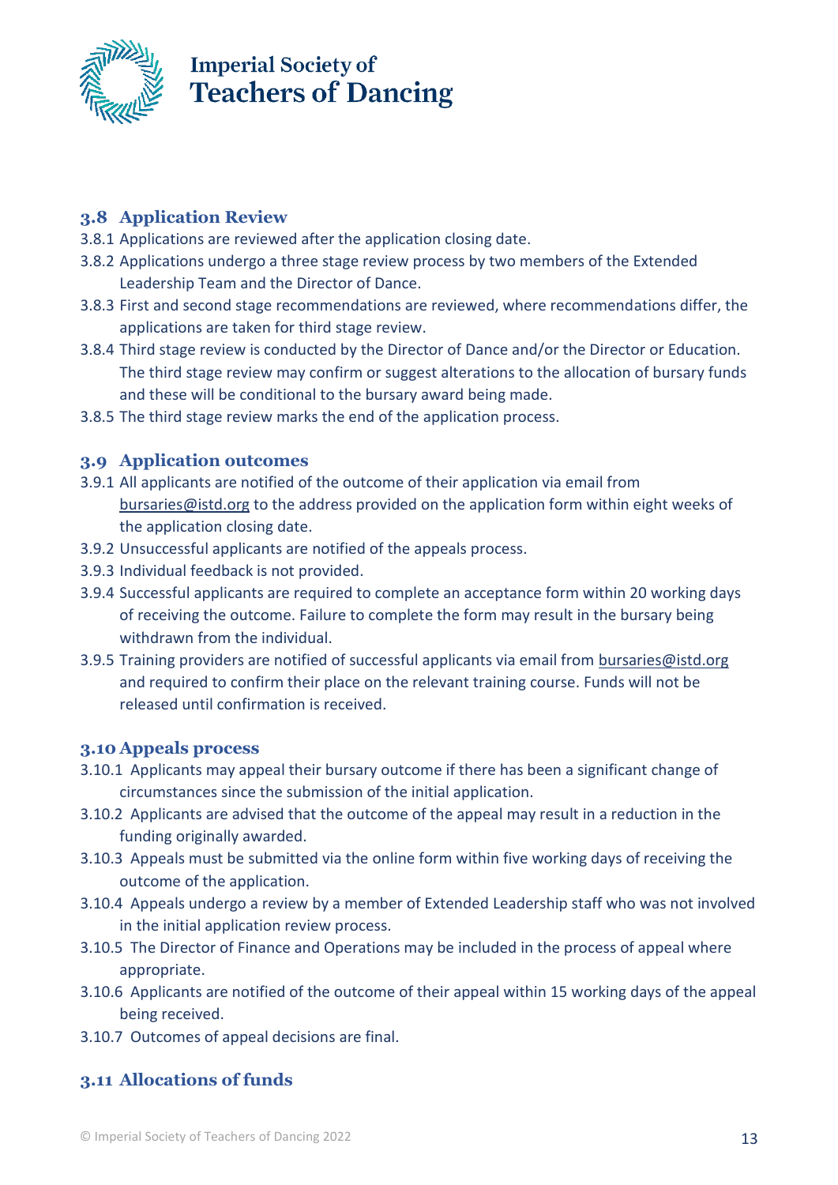## 3.8 Application Review

3.8.1 Applications are reviewed after the application closing date.

3.8.2 Applications undergo a three stage review process by two members of the Extended Leadership Team and the Director of Dance.

3.8.3 First and second stage recommendations are reviewed, where recommendations differ, the applications are taken for third stage review.

3.8.4 Third stage review is conducted by the Director of Dance and/or the Director or Education. The third stage review may confirm or suggest alterations to the allocation of bursary funds and these will be conditional to the bursary award being made.

3.8.5 The third stage review marks the end of the application process.

## 3.9 Application outcomes

3.9.1 All applicants are notified of the outcome of their application via email from bursaries@istd.org to the address provided on the application form within eight weeks of the application closing date.

3.9.2 Unsuccessful applicants are notified of the appeals process.

3.9.3 Individual feedback is not provided.

3.9.4 Successful applicants are required to complete an acceptance form within 20 working days of receiving the outcome. Failure to complete the form may result in the bursary being withdrawn from the individual.

3.9.5 Training providers are notified of successful applicants via email from bursaries@istd.org and required to confirm their place on the relevant training course. Funds will not be released until confirmation is received.

## 3.10 Appeals process

3.10.1 Applicants may appeal their bursary outcome if there has been a significant change of circumstances since the submission of the initial application.

3.10.2 Applicants are advised that the outcome of the appeal may result in a reduction in the funding originally awarded.

3.10.3 Appeals must be submitted via the online form within five working days of receiving the outcome of the application.

3.10.4 Appeals undergo a review by a member of Extended Leadership staff who was not involved in the initial application review process.

3.10.5 The Director of Finance and Operations may be included in the process of appeal where appropriate.

3.10.6 Applicants are notified of the outcome of their appeal within 15 working days of the appeal being received.

3.10.7 Outcomes of appeal decisions are final.

## 3.11 Allocations of funds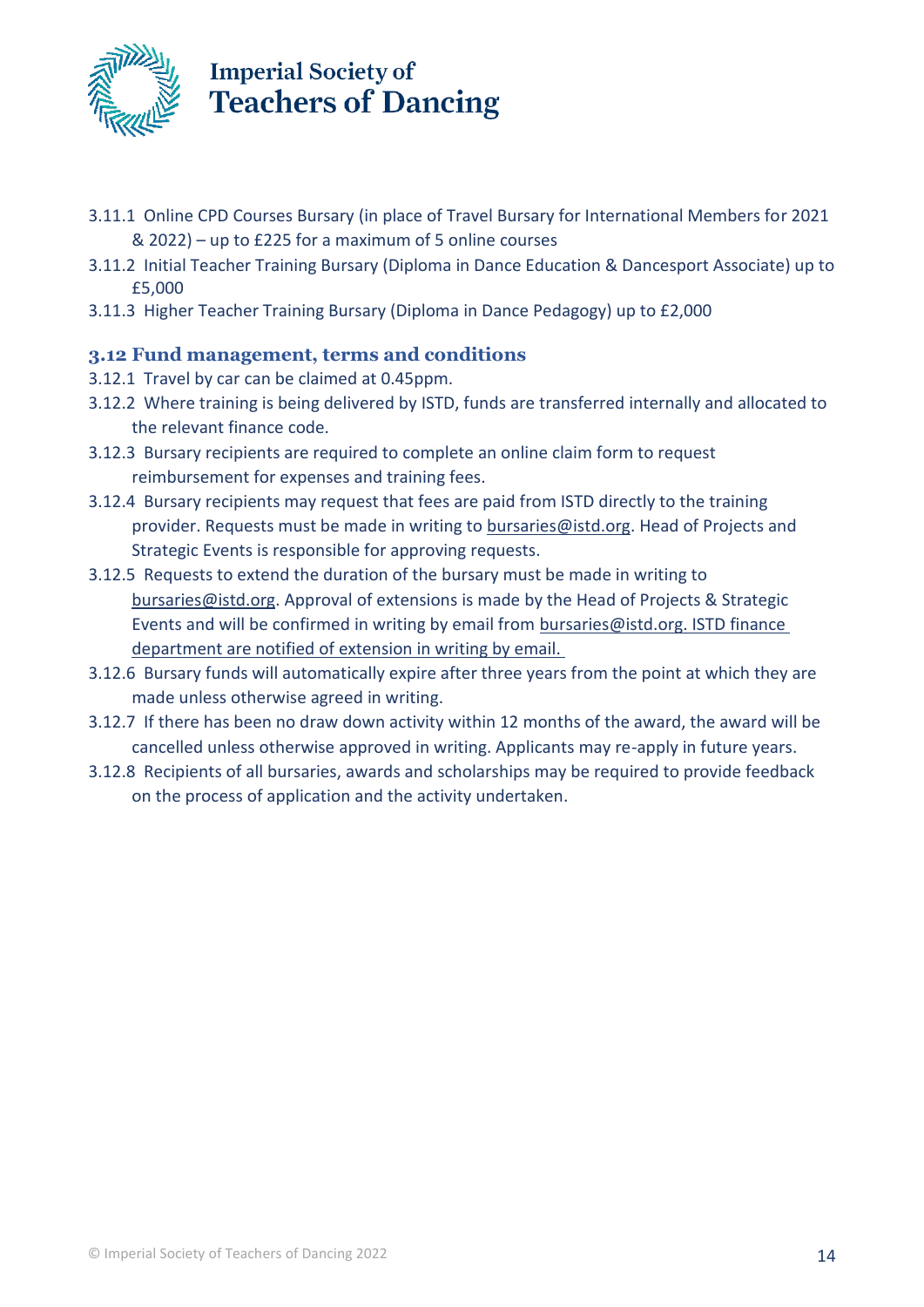3.11.1 Online CPD Courses Bursary (in place of Travel Bursary for International Members for 2021 & 2022) – up to £225 for a maximum of 5 online courses

3.11.2 Initial Teacher Training Bursary (Diploma in Dance Education & Dancesport Associate) up to £5,000

3.11.3 Higher Teacher Training Bursary (Diploma in Dance Pedagogy) up to £2,000

### 3.12 Fund management, terms and conditions

3.12.1 Travel by car can be claimed at 0.45ppm.

3.12.2 Where training is being delivered by ISTD, funds are transferred internally and allocated to the relevant finance code.

3.12.3 Bursary recipients are required to complete an online claim form to request reimbursement for expenses and training fees.

3.12.4 Bursary recipients may request that fees are paid from ISTD directly to the training provider. Requests must be made in writing to bursaries@istd.org. Head of Projects and Strategic Events is responsible for approving requests.

3.12.5 Requests to extend the duration of the bursary must be made in writing to bursaries@istd.org. Approval of extensions is made by the Head of Projects & Strategic Events and will be confirmed in writing by email from bursaries@istd.org. ISTD finance department are notified of extension in writing by email.

3.12.6 Bursary funds will automatically expire after three years from the point at which they are made unless otherwise agreed in writing.

3.12.7 If there has been no draw down activity within 12 months of the award, the award will be cancelled unless otherwise approved in writing. Applicants may re-apply in future years.

3.12.8 Recipients of all bursaries, awards and scholarships may be required to provide feedback on the process of application and the activity undertaken.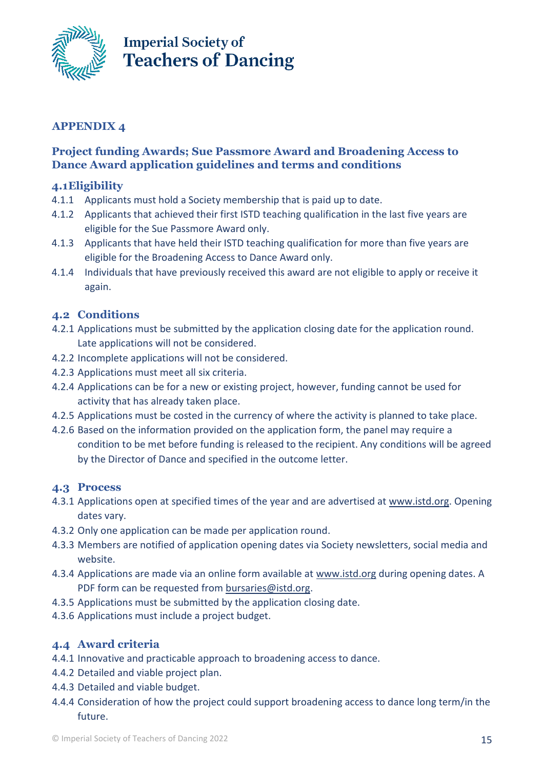## APPENDIX 4

### Project funding Awards; Sue Passmore Award and Broadening Access to Dance Award application guidelines and terms and conditions

### 4.1Eligibility

4.1.1 Applicants must hold a Society membership that is paid up to date.

4.1.2 Applicants that achieved their first ISTD teaching qualification in the last five years are eligible for the Sue Passmore Award only.

4.1.3 Applicants that have held their ISTD teaching qualification for more than five years are eligible for the Broadening Access to Dance Award only.

4.1.4 Individuals that have previously received this award are not eligible to apply or receive it again.

### 4.2 Conditions

4.2.1 Applications must be submitted by the application closing date for the application round. Late applications will not be considered.

4.2.2 Incomplete applications will not be considered.

4.2.3 Applications must meet all six criteria.

4.2.4 Applications can be for a new or existing project, however, funding cannot be used for activity that has already taken place.

4.2.5 Applications must be costed in the currency of where the activity is planned to take place.

4.2.6 Based on the information provided on the application form, the panel may require a condition to be met before funding is released to the recipient. Any conditions will be agreed by the Director of Dance and specified in the outcome letter.

### 4.3 Process

4.3.1 Applications open at specified times of the year and are advertised at www.istd.org. Opening dates vary.

4.3.2 Only one application can be made per application round.

4.3.3 Members are notified of application opening dates via Society newsletters, social media and website.

4.3.4 Applications are made via an online form available at www.istd.org during opening dates. A PDF form can be requested from bursaries@istd.org.

4.3.5 Applications must be submitted by the application closing date.

4.3.6 Applications must include a project budget.

### 4.4 Award criteria

4.4.1 Innovative and practicable approach to broadening access to dance.

4.4.2 Detailed and viable project plan.

4.4.3 Detailed and viable budget.

4.4.4 Consideration of how the project could support broadening access to dance long term/in the future.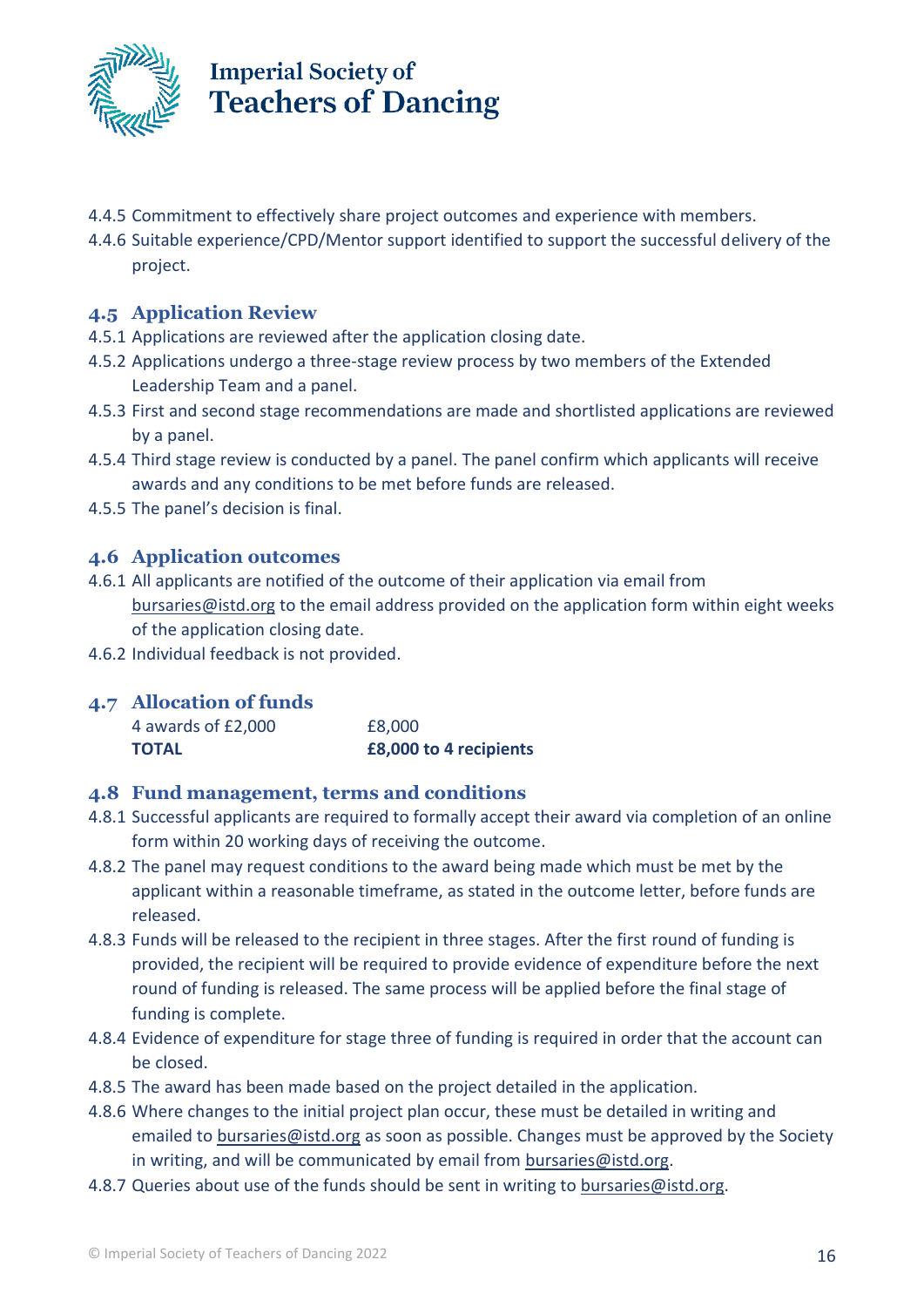4.4.5 Commitment to effectively share project outcomes and experience with members.

4.4.6 Suitable experience/CPD/Mentor support identified to support the successful delivery of the project.

### 4.5 Application Review

4.5.1 Applications are reviewed after the application closing date.

4.5.2 Applications undergo a three-stage review process by two members of the Extended Leadership Team and a panel.

4.5.3 First and second stage recommendations are made and shortlisted applications are reviewed by a panel.

4.5.4 Third stage review is conducted by a panel. The panel confirm which applicants will receive awards and any conditions to be met before funds are released.

4.5.5 The panel's decision is final.

### 4.6 Application outcomes

4.6.1 All applicants are notified of the outcome of their application via email from bursaries@istd.org to the email address provided on the application form within eight weeks of the application closing date.

4.6.2 Individual feedback is not provided.

### 4.7 Allocation of funds

| | |
|---|---|
| 4 awards of £2,000 | £8,000 |
| **TOTAL** | **£8,000 to 4 recipients** |

### 4.8 Fund management, terms and conditions

4.8.1 Successful applicants are required to formally accept their award via completion of an online form within 20 working days of receiving the outcome.

4.8.2 The panel may request conditions to the award being made which must be met by the applicant within a reasonable timeframe, as stated in the outcome letter, before funds are released.

4.8.3 Funds will be released to the recipient in three stages. After the first round of funding is provided, the recipient will be required to provide evidence of expenditure before the next round of funding is released. The same process will be applied before the final stage of funding is complete.

4.8.4 Evidence of expenditure for stage three of funding is required in order that the account can be closed.

4.8.5 The award has been made based on the project detailed in the application.

4.8.6 Where changes to the initial project plan occur, these must be detailed in writing and emailed to bursaries@istd.org as soon as possible. Changes must be approved by the Society in writing, and will be communicated by email from bursaries@istd.org.

4.8.7 Queries about use of the funds should be sent in writing to bursaries@istd.org.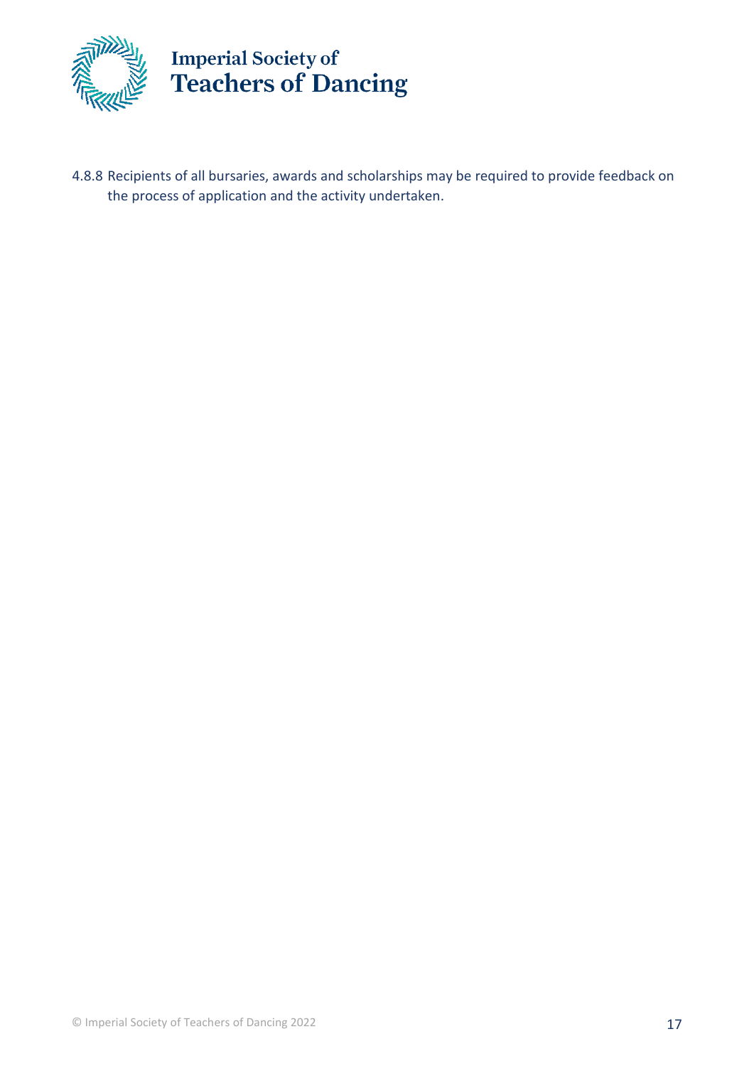4.8.8 Recipients of all bursaries, awards and scholarships may be required to provide feedback on the process of application and the activity undertaken.